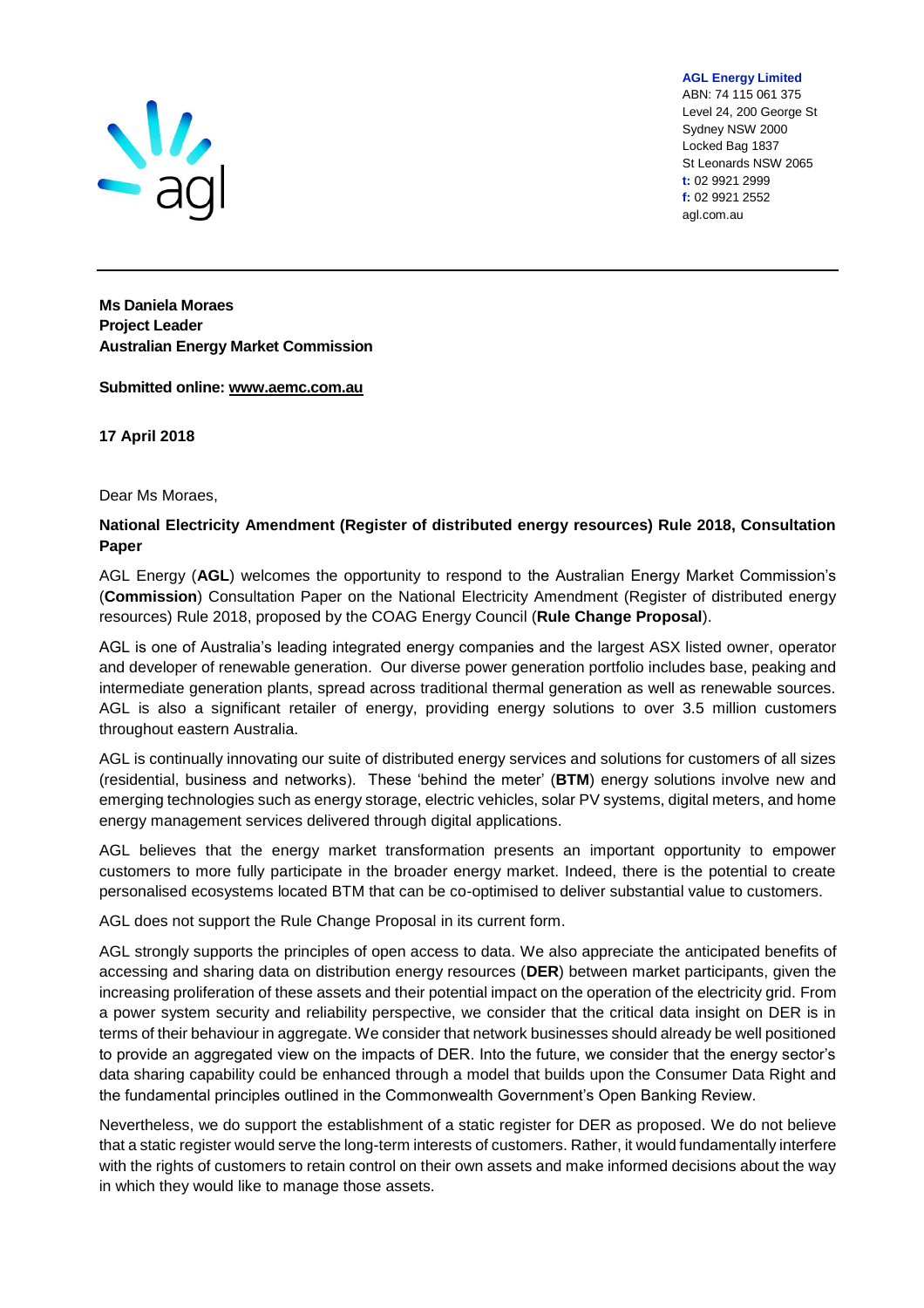**AGL Energy Limited**
ABN: 74 115 061 375
Level 24, 200 George St
Sydney NSW 2000
Locked Bag 1837
St Leonards NSW 2065
**t:** 02 9921 2999
**f:** 02 9921 2552
agl.com.au

---

**Ms Daniela Moraes**
**Project Leader**
**Australian Energy Market Commission**

**Submitted online: www.aemc.com.au**

**17 April 2018**

Dear Ms Moraes,

**National Electricity Amendment (Register of distributed energy resources) Rule 2018, Consultation Paper**

AGL Energy (**AGL**) welcomes the opportunity to respond to the Australian Energy Market Commission's (**Commission**) Consultation Paper on the National Electricity Amendment (Register of distributed energy resources) Rule 2018, proposed by the COAG Energy Council (**Rule Change Proposal**).

AGL is one of Australia's leading integrated energy companies and the largest ASX listed owner, operator and developer of renewable generation. Our diverse power generation portfolio includes base, peaking and intermediate generation plants, spread across traditional thermal generation as well as renewable sources. AGL is also a significant retailer of energy, providing energy solutions to over 3.5 million customers throughout eastern Australia.

AGL is continually innovating our suite of distributed energy services and solutions for customers of all sizes (residential, business and networks). These 'behind the meter' (**BTM**) energy solutions involve new and emerging technologies such as energy storage, electric vehicles, solar PV systems, digital meters, and home energy management services delivered through digital applications.

AGL believes that the energy market transformation presents an important opportunity to empower customers to more fully participate in the broader energy market. Indeed, there is the potential to create personalised ecosystems located BTM that can be co-optimised to deliver substantial value to customers.

AGL does not support the Rule Change Proposal in its current form.

AGL strongly supports the principles of open access to data. We also appreciate the anticipated benefits of accessing and sharing data on distribution energy resources (**DER**) between market participants, given the increasing proliferation of these assets and their potential impact on the operation of the electricity grid. From a power system security and reliability perspective, we consider that the critical data insight on DER is in terms of their behaviour in aggregate. We consider that network businesses should already be well positioned to provide an aggregated view on the impacts of DER. Into the future, we consider that the energy sector's data sharing capability could be enhanced through a model that builds upon the Consumer Data Right and the fundamental principles outlined in the Commonwealth Government's Open Banking Review.

Nevertheless, we do support the establishment of a static register for DER as proposed. We do not believe that a static register would serve the long-term interests of customers. Rather, it would fundamentally interfere with the rights of customers to retain control on their own assets and make informed decisions about the way in which they would like to manage those assets.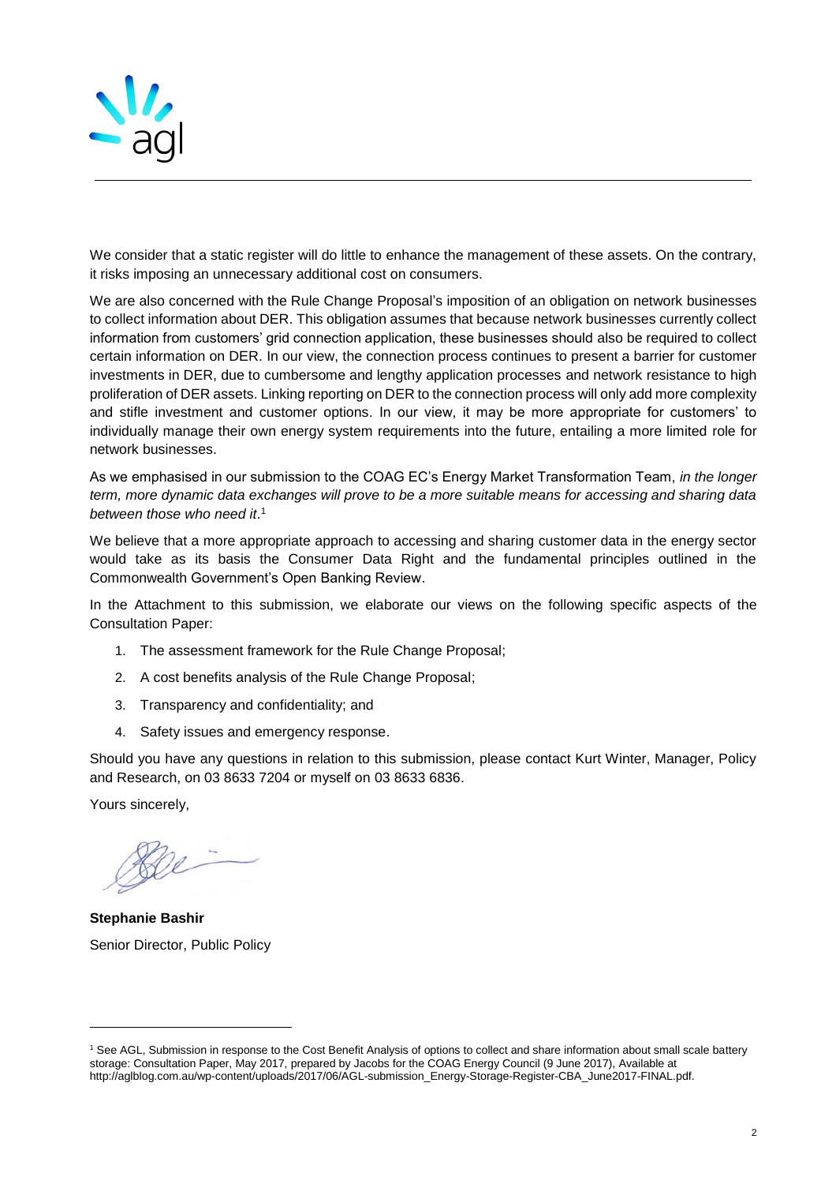We consider that a static register will do little to enhance the management of these assets. On the contrary, it risks imposing an unnecessary additional cost on consumers.

We are also concerned with the Rule Change Proposal's imposition of an obligation on network businesses to collect information about DER. This obligation assumes that because network businesses currently collect information from customers' grid connection application, these businesses should also be required to collect certain information on DER. In our view, the connection process continues to present a barrier for customer investments in DER, due to cumbersome and lengthy application processes and network resistance to high proliferation of DER assets. Linking reporting on DER to the connection process will only add more complexity and stifle investment and customer options. In our view, it may be more appropriate for customers' to individually manage their own energy system requirements into the future, entailing a more limited role for network businesses.

As we emphasised in our submission to the COAG EC's Energy Market Transformation Team, *in the longer term, more dynamic data exchanges will prove to be a more suitable means for accessing and sharing data between those who need it*.[1]

We believe that a more appropriate approach to accessing and sharing customer data in the energy sector would take as its basis the Consumer Data Right and the fundamental principles outlined in the Commonwealth Government's Open Banking Review.

In the Attachment to this submission, we elaborate our views on the following specific aspects of the Consultation Paper:

1. The assessment framework for the Rule Change Proposal;
2. A cost benefits analysis of the Rule Change Proposal;
3. Transparency and confidentiality; and
4. Safety issues and emergency response.

Should you have any questions in relation to this submission, please contact Kurt Winter, Manager, Policy and Research, on 03 8633 7204 or myself on 03 8633 6836.

Yours sincerely,

**Stephanie Bashir**
Senior Director, Public Policy

---

[1] See AGL, Submission in response to the Cost Benefit Analysis of options to collect and share information about small scale battery storage: Consultation Paper, May 2017, prepared by Jacobs for the COAG Energy Council (9 June 2017), Available at http://aglblog.com.au/wp-content/uploads/2017/06/AGL-submission_Energy-Storage-Register-CBA_June2017-FINAL.pdf.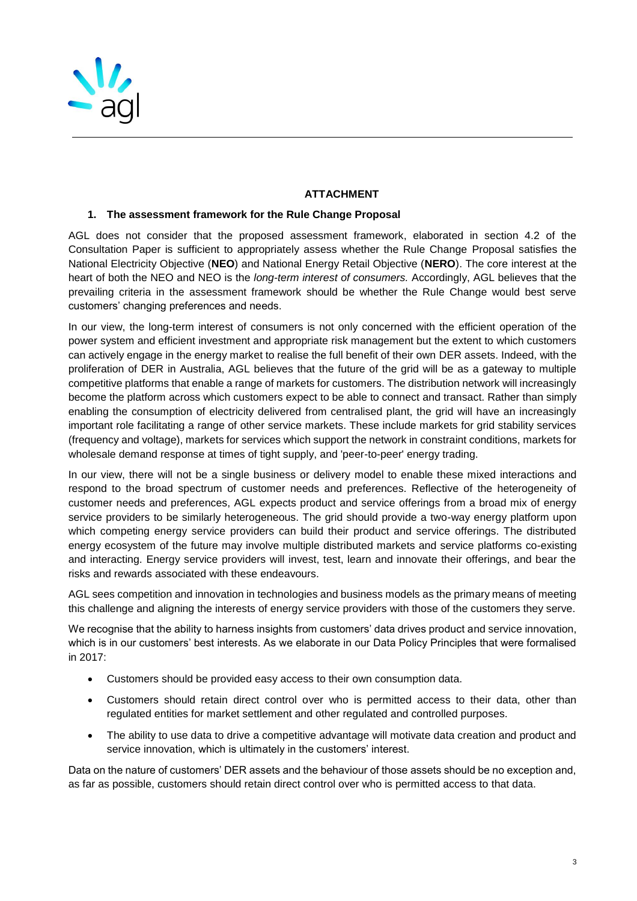**ATTACHMENT**

## 1. The assessment framework for the Rule Change Proposal

AGL does not consider that the proposed assessment framework, elaborated in section 4.2 of the Consultation Paper is sufficient to appropriately assess whether the Rule Change Proposal satisfies the National Electricity Objective (**NEO**) and National Energy Retail Objective (**NERO**). The core interest at the heart of both the NEO and NEO is the *long-term interest of consumers.* Accordingly, AGL believes that the prevailing criteria in the assessment framework should be whether the Rule Change would best serve customers' changing preferences and needs.

In our view, the long-term interest of consumers is not only concerned with the efficient operation of the power system and efficient investment and appropriate risk management but the extent to which customers can actively engage in the energy market to realise the full benefit of their own DER assets. Indeed, with the proliferation of DER in Australia, AGL believes that the future of the grid will be as a gateway to multiple competitive platforms that enable a range of markets for customers. The distribution network will increasingly become the platform across which customers expect to be able to connect and transact. Rather than simply enabling the consumption of electricity delivered from centralised plant, the grid will have an increasingly important role facilitating a range of other service markets. These include markets for grid stability services (frequency and voltage), markets for services which support the network in constraint conditions, markets for wholesale demand response at times of tight supply, and 'peer-to-peer' energy trading.

In our view, there will not be a single business or delivery model to enable these mixed interactions and respond to the broad spectrum of customer needs and preferences. Reflective of the heterogeneity of customer needs and preferences, AGL expects product and service offerings from a broad mix of energy service providers to be similarly heterogeneous. The grid should provide a two-way energy platform upon which competing energy service providers can build their product and service offerings. The distributed energy ecosystem of the future may involve multiple distributed markets and service platforms co-existing and interacting. Energy service providers will invest, test, learn and innovate their offerings, and bear the risks and rewards associated with these endeavours.

AGL sees competition and innovation in technologies and business models as the primary means of meeting this challenge and aligning the interests of energy service providers with those of the customers they serve.

We recognise that the ability to harness insights from customers' data drives product and service innovation, which is in our customers' best interests. As we elaborate in our Data Policy Principles that were formalised in 2017:

- Customers should be provided easy access to their own consumption data.
- Customers should retain direct control over who is permitted access to their data, other than regulated entities for market settlement and other regulated and controlled purposes.
- The ability to use data to drive a competitive advantage will motivate data creation and product and service innovation, which is ultimately in the customers' interest.

Data on the nature of customers' DER assets and the behaviour of those assets should be no exception and, as far as possible, customers should retain direct control over who is permitted access to that data.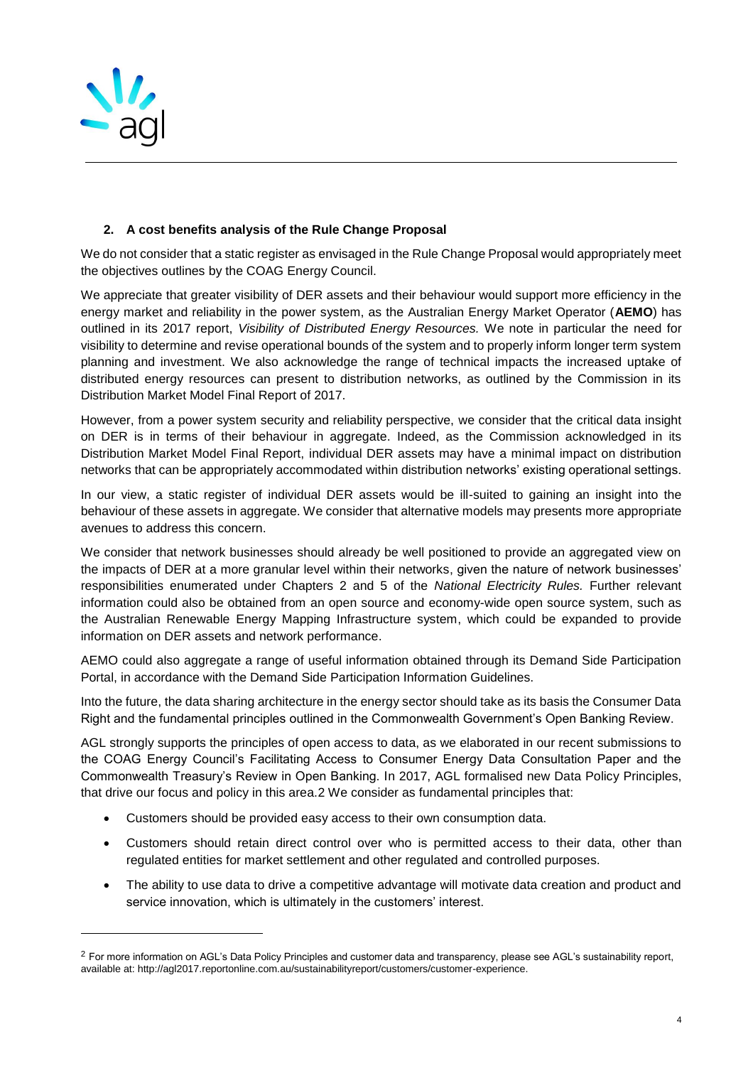## 2. A cost benefits analysis of the Rule Change Proposal

We do not consider that a static register as envisaged in the Rule Change Proposal would appropriately meet the objectives outlines by the COAG Energy Council.

We appreciate that greater visibility of DER assets and their behaviour would support more efficiency in the energy market and reliability in the power system, as the Australian Energy Market Operator (**AEMO**) has outlined in its 2017 report, *Visibility of Distributed Energy Resources.* We note in particular the need for visibility to determine and revise operational bounds of the system and to properly inform longer term system planning and investment. We also acknowledge the range of technical impacts the increased uptake of distributed energy resources can present to distribution networks, as outlined by the Commission in its Distribution Market Model Final Report of 2017.

However, from a power system security and reliability perspective, we consider that the critical data insight on DER is in terms of their behaviour in aggregate. Indeed, as the Commission acknowledged in its Distribution Market Model Final Report, individual DER assets may have a minimal impact on distribution networks that can be appropriately accommodated within distribution networks' existing operational settings.

In our view, a static register of individual DER assets would be ill-suited to gaining an insight into the behaviour of these assets in aggregate. We consider that alternative models may presents more appropriate avenues to address this concern.

We consider that network businesses should already be well positioned to provide an aggregated view on the impacts of DER at a more granular level within their networks, given the nature of network businesses' responsibilities enumerated under Chapters 2 and 5 of the *National Electricity Rules.* Further relevant information could also be obtained from an open source and economy-wide open source system, such as the Australian Renewable Energy Mapping Infrastructure system, which could be expanded to provide information on DER assets and network performance.

AEMO could also aggregate a range of useful information obtained through its Demand Side Participation Portal, in accordance with the Demand Side Participation Information Guidelines.

Into the future, the data sharing architecture in the energy sector should take as its basis the Consumer Data Right and the fundamental principles outlined in the Commonwealth Government's Open Banking Review.

AGL strongly supports the principles of open access to data, as we elaborated in our recent submissions to the COAG Energy Council's Facilitating Access to Consumer Energy Data Consultation Paper and the Commonwealth Treasury's Review in Open Banking. In 2017, AGL formalised new Data Policy Principles, that drive our focus and policy in this area.[2] We consider as fundamental principles that:

- Customers should be provided easy access to their own consumption data.
- Customers should retain direct control over who is permitted access to their data, other than regulated entities for market settlement and other regulated and controlled purposes.
- The ability to use data to drive a competitive advantage will motivate data creation and product and service innovation, which is ultimately in the customers' interest.

[2] For more information on AGL's Data Policy Principles and customer data and transparency, please see AGL's sustainability report, available at: http://agl2017.reportonline.com.au/sustainabilityreport/customers/customer-experience.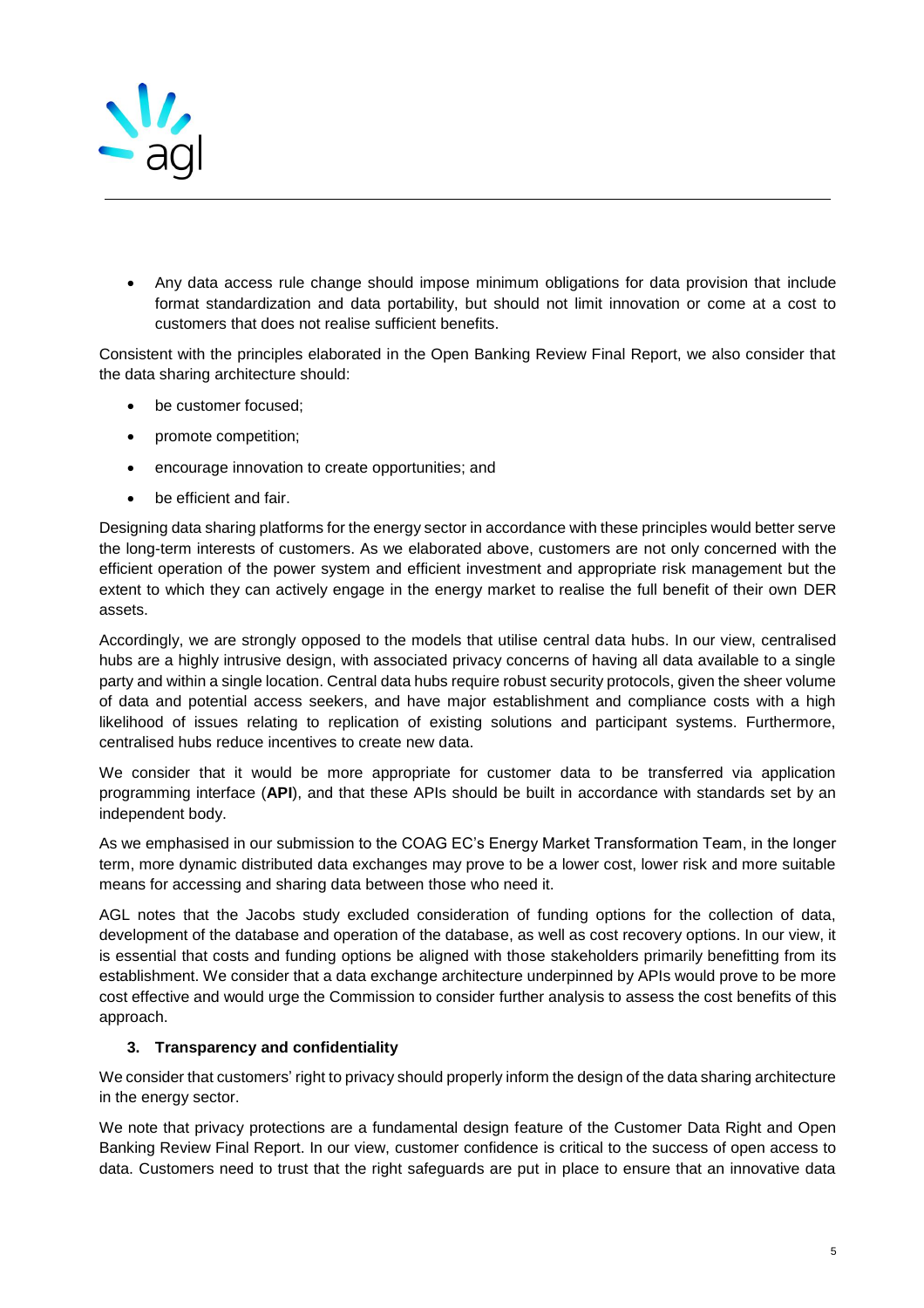- Any data access rule change should impose minimum obligations for data provision that include format standardization and data portability, but should not limit innovation or come at a cost to customers that does not realise sufficient benefits.

Consistent with the principles elaborated in the Open Banking Review Final Report, we also consider that the data sharing architecture should:

- be customer focused;
- promote competition;
- encourage innovation to create opportunities; and
- be efficient and fair.

Designing data sharing platforms for the energy sector in accordance with these principles would better serve the long-term interests of customers. As we elaborated above, customers are not only concerned with the efficient operation of the power system and efficient investment and appropriate risk management but the extent to which they can actively engage in the energy market to realise the full benefit of their own DER assets.

Accordingly, we are strongly opposed to the models that utilise central data hubs. In our view, centralised hubs are a highly intrusive design, with associated privacy concerns of having all data available to a single party and within a single location. Central data hubs require robust security protocols, given the sheer volume of data and potential access seekers, and have major establishment and compliance costs with a high likelihood of issues relating to replication of existing solutions and participant systems. Furthermore, centralised hubs reduce incentives to create new data.

We consider that it would be more appropriate for customer data to be transferred via application programming interface (**API**), and that these APIs should be built in accordance with standards set by an independent body.

As we emphasised in our submission to the COAG EC's Energy Market Transformation Team, in the longer term, more dynamic distributed data exchanges may prove to be a lower cost, lower risk and more suitable means for accessing and sharing data between those who need it.

AGL notes that the Jacobs study excluded consideration of funding options for the collection of data, development of the database and operation of the database, as well as cost recovery options. In our view, it is essential that costs and funding options be aligned with those stakeholders primarily benefitting from its establishment. We consider that a data exchange architecture underpinned by APIs would prove to be more cost effective and would urge the Commission to consider further analysis to assess the cost benefits of this approach.

### 3. Transparency and confidentiality

We consider that customers' right to privacy should properly inform the design of the data sharing architecture in the energy sector.

We note that privacy protections are a fundamental design feature of the Customer Data Right and Open Banking Review Final Report. In our view, customer confidence is critical to the success of open access to data. Customers need to trust that the right safeguards are put in place to ensure that an innovative data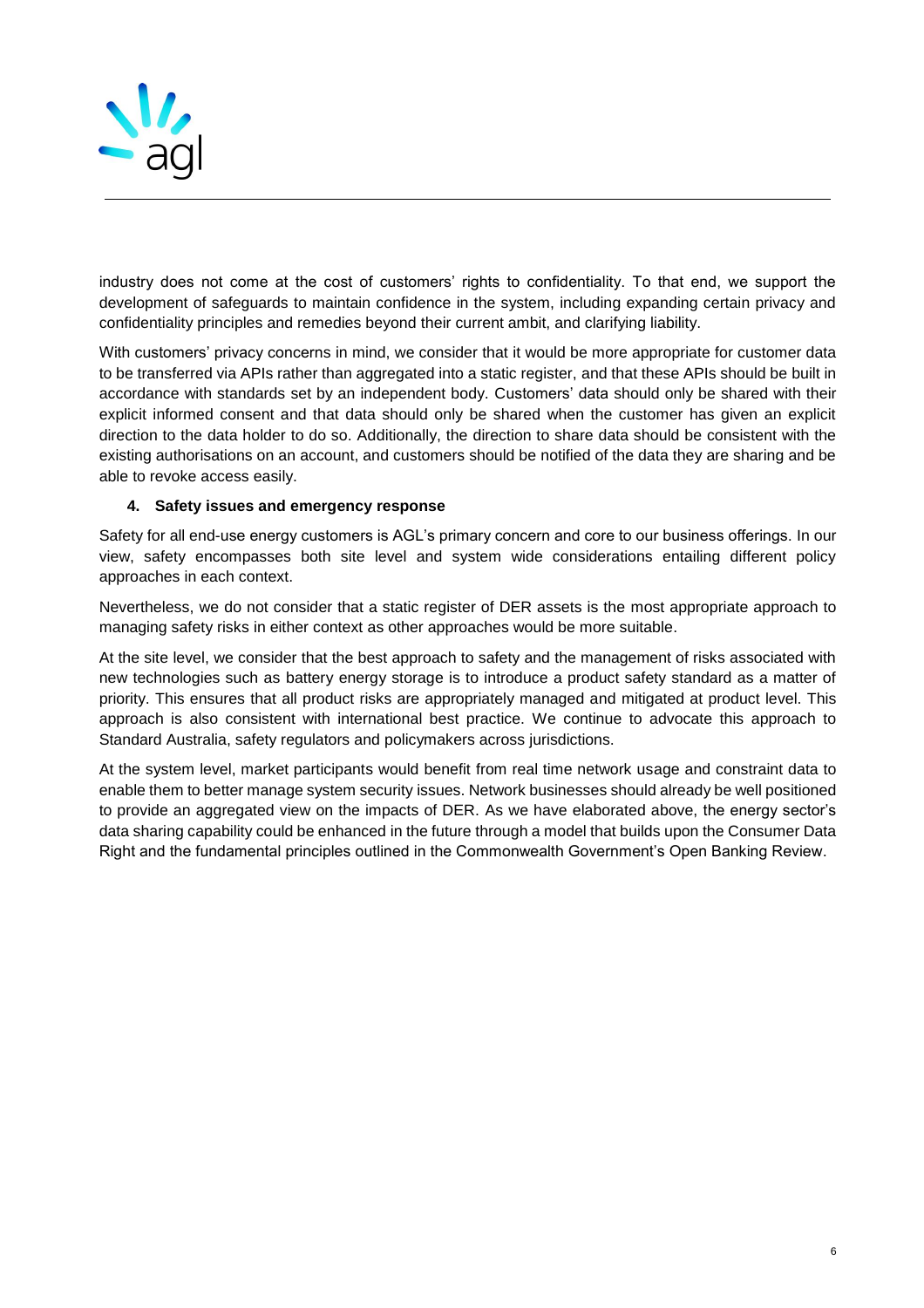industry does not come at the cost of customers' rights to confidentiality. To that end, we support the development of safeguards to maintain confidence in the system, including expanding certain privacy and confidentiality principles and remedies beyond their current ambit, and clarifying liability.

With customers' privacy concerns in mind, we consider that it would be more appropriate for customer data to be transferred via APIs rather than aggregated into a static register, and that these APIs should be built in accordance with standards set by an independent body. Customers' data should only be shared with their explicit informed consent and that data should only be shared when the customer has given an explicit direction to the data holder to do so. Additionally, the direction to share data should be consistent with the existing authorisations on an account, and customers should be notified of the data they are sharing and be able to revoke access easily.

**4. Safety issues and emergency response**

Safety for all end-use energy customers is AGL's primary concern and core to our business offerings. In our view, safety encompasses both site level and system wide considerations entailing different policy approaches in each context.

Nevertheless, we do not consider that a static register of DER assets is the most appropriate approach to managing safety risks in either context as other approaches would be more suitable.

At the site level, we consider that the best approach to safety and the management of risks associated with new technologies such as battery energy storage is to introduce a product safety standard as a matter of priority. This ensures that all product risks are appropriately managed and mitigated at product level. This approach is also consistent with international best practice. We continue to advocate this approach to Standard Australia, safety regulators and policymakers across jurisdictions.

At the system level, market participants would benefit from real time network usage and constraint data to enable them to better manage system security issues. Network businesses should already be well positioned to provide an aggregated view on the impacts of DER. As we have elaborated above, the energy sector's data sharing capability could be enhanced in the future through a model that builds upon the Consumer Data Right and the fundamental principles outlined in the Commonwealth Government's Open Banking Review.